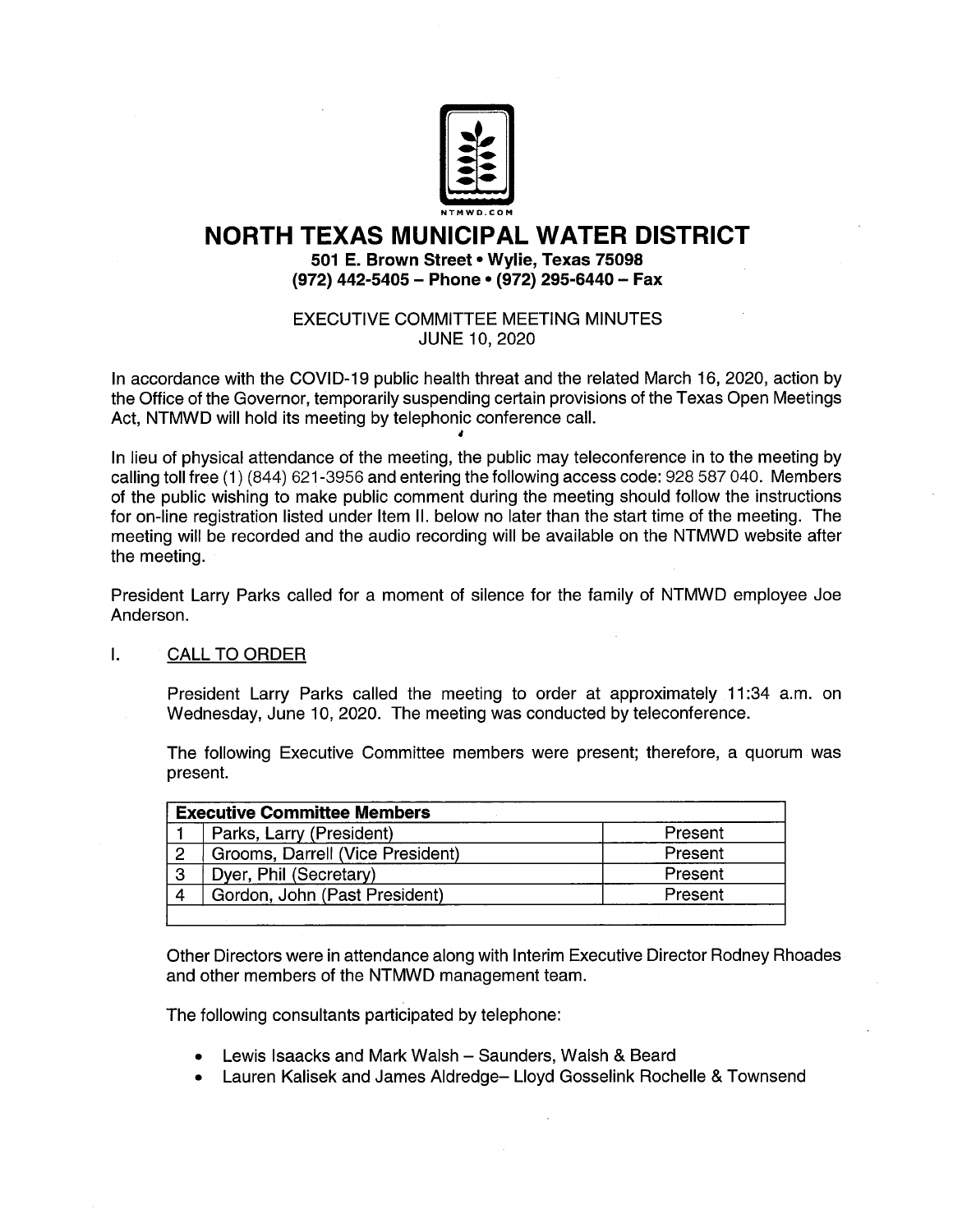NTMWD.COM

# NORTH TEXAS MUNICIPAL WATER DISTRICT

**501 E. Brown Street • Wylie, Texas 75098**
**(972) 442-5405 – Phone • (972) 295-6440 – Fax**

EXECUTIVE COMMITTEE MEETING MINUTES
JUNE 10, 2020

In accordance with the COVID-19 public health threat and the related March 16, 2020, action by the Office of the Governor, temporarily suspending certain provisions of the Texas Open Meetings Act, NTMWD will hold its meeting by telephonic conference call.

In lieu of physical attendance of the meeting, the public may teleconference in to the meeting by calling toll free (1) (844) 621-3956 and entering the following access code: 928 587 040. Members of the public wishing to make public comment during the meeting should follow the instructions for on-line registration listed under Item II. below no later than the start time of the meeting. The meeting will be recorded and the audio recording will be available on the NTMWD website after the meeting.

President Larry Parks called for a moment of silence for the family of NTMWD employee Joe Anderson.

## I. CALL TO ORDER

President Larry Parks called the meeting to order at approximately 11:34 a.m. on Wednesday, June 10, 2020. The meeting was conducted by teleconference.

The following Executive Committee members were present; therefore, a quorum was present.

| **Executive Committee Members** | | |
|---|---|---|
| 1 | Parks, Larry (President) | Present |
| 2 | Grooms, Darrell (Vice President) | Present |
| 3 | Dyer, Phil (Secretary) | Present |
| 4 | Gordon, John (Past President) | Present |

Other Directors were in attendance along with Interim Executive Director Rodney Rhoades and other members of the NTMWD management team.

The following consultants participated by telephone:

- Lewis Isaacks and Mark Walsh – Saunders, Walsh & Beard
- Lauren Kalisek and James Aldredge– Lloyd Gosselink Rochelle & Townsend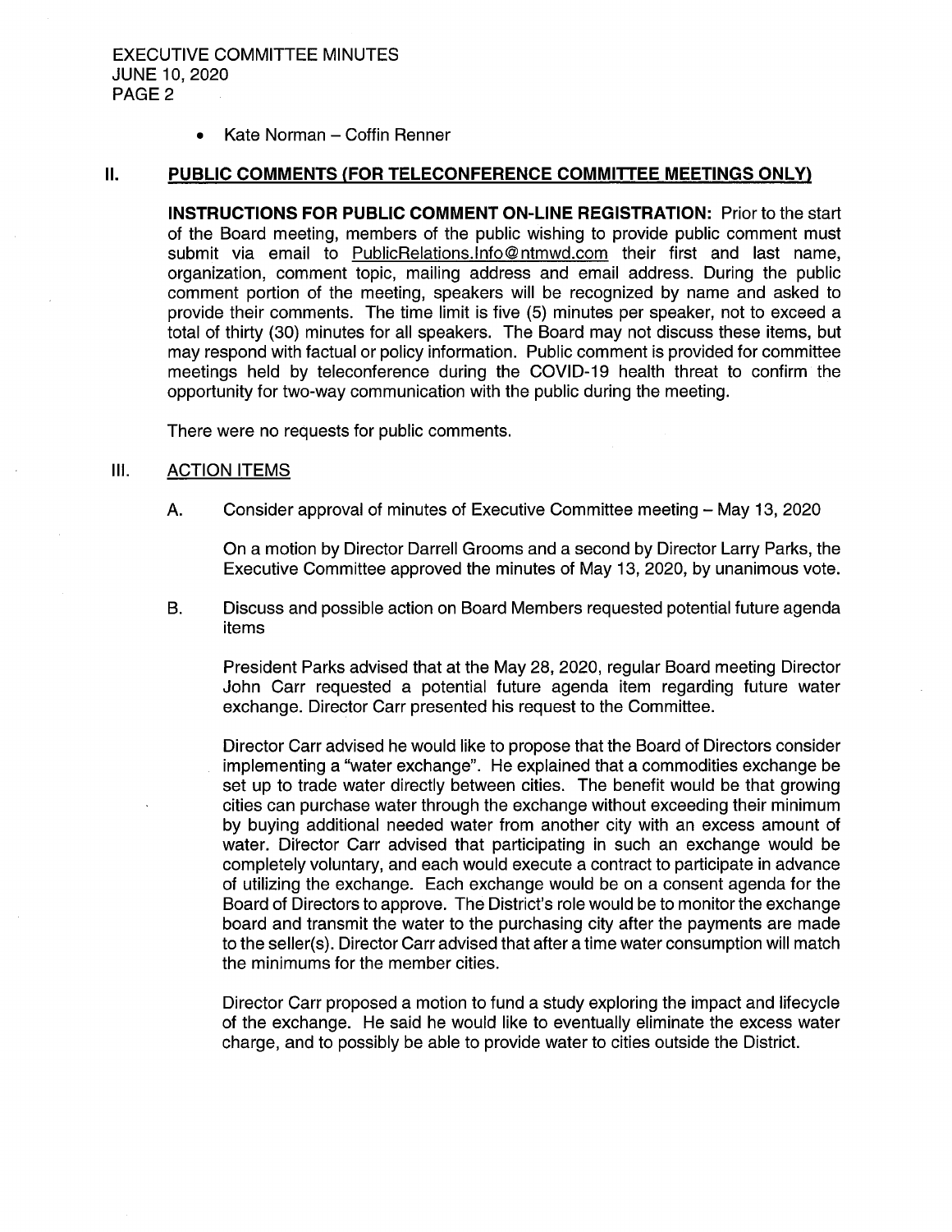- Kate Norman – Coffin Renner

## II. PUBLIC COMMENTS (FOR TELECONFERENCE COMMITTEE MEETINGS ONLY)

**INSTRUCTIONS FOR PUBLIC COMMENT ON-LINE REGISTRATION:** Prior to the start of the Board meeting, members of the public wishing to provide public comment must submit via email to PublicRelations.Info@ntmwd.com their first and last name, organization, comment topic, mailing address and email address. During the public comment portion of the meeting, speakers will be recognized by name and asked to provide their comments. The time limit is five (5) minutes per speaker, not to exceed a total of thirty (30) minutes for all speakers. The Board may not discuss these items, but may respond with factual or policy information. Public comment is provided for committee meetings held by teleconference during the COVID-19 health threat to confirm the opportunity for two-way communication with the public during the meeting.

There were no requests for public comments.

## III. ACTION ITEMS

A. Consider approval of minutes of Executive Committee meeting – May 13, 2020

On a motion by Director Darrell Grooms and a second by Director Larry Parks, the Executive Committee approved the minutes of May 13, 2020, by unanimous vote.

B. Discuss and possible action on Board Members requested potential future agenda items

President Parks advised that at the May 28, 2020, regular Board meeting Director John Carr requested a potential future agenda item regarding future water exchange. Director Carr presented his request to the Committee.

Director Carr advised he would like to propose that the Board of Directors consider implementing a "water exchange". He explained that a commodities exchange be set up to trade water directly between cities. The benefit would be that growing cities can purchase water through the exchange without exceeding their minimum by buying additional needed water from another city with an excess amount of water. Director Carr advised that participating in such an exchange would be completely voluntary, and each would execute a contract to participate in advance of utilizing the exchange. Each exchange would be on a consent agenda for the Board of Directors to approve. The District's role would be to monitor the exchange board and transmit the water to the purchasing city after the payments are made to the seller(s). Director Carr advised that after a time water consumption will match the minimums for the member cities.

Director Carr proposed a motion to fund a study exploring the impact and lifecycle of the exchange. He said he would like to eventually eliminate the excess water charge, and to possibly be able to provide water to cities outside the District.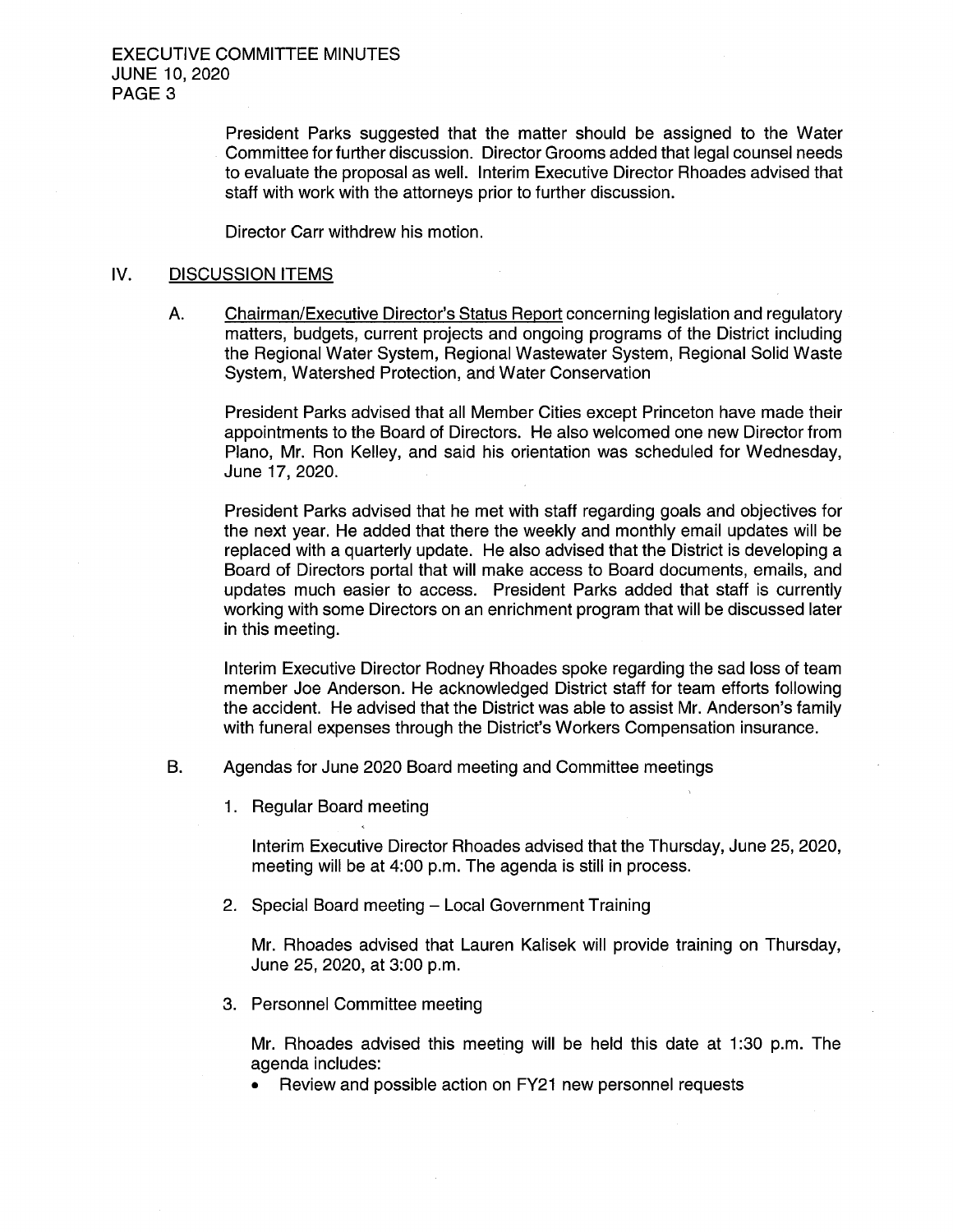President Parks suggested that the matter should be assigned to the Water Committee for further discussion. Director Grooms added that legal counsel needs to evaluate the proposal as well. Interim Executive Director Rhoades advised that staff with work with the attorneys prior to further discussion.

Director Carr withdrew his motion.

## IV. DISCUSSION ITEMS

A. Chairman/Executive Director's Status Report concerning legislation and regulatory matters, budgets, current projects and ongoing programs of the District including the Regional Water System, Regional Wastewater System, Regional Solid Waste System, Watershed Protection, and Water Conservation

President Parks advised that all Member Cities except Princeton have made their appointments to the Board of Directors. He also welcomed one new Director from Plano, Mr. Ron Kelley, and said his orientation was scheduled for Wednesday, June 17, 2020.

President Parks advised that he met with staff regarding goals and objectives for the next year. He added that there the weekly and monthly email updates will be replaced with a quarterly update. He also advised that the District is developing a Board of Directors portal that will make access to Board documents, emails, and updates much easier to access. President Parks added that staff is currently working with some Directors on an enrichment program that will be discussed later in this meeting.

Interim Executive Director Rodney Rhoades spoke regarding the sad loss of team member Joe Anderson. He acknowledged District staff for team efforts following the accident. He advised that the District was able to assist Mr. Anderson's family with funeral expenses through the District's Workers Compensation insurance.

B. Agendas for June 2020 Board meeting and Committee meetings

1. Regular Board meeting

   Interim Executive Director Rhoades advised that the Thursday, June 25, 2020, meeting will be at 4:00 p.m. The agenda is still in process.

2. Special Board meeting – Local Government Training

   Mr. Rhoades advised that Lauren Kalisek will provide training on Thursday, June 25, 2020, at 3:00 p.m.

3. Personnel Committee meeting

   Mr. Rhoades advised this meeting will be held this date at 1:30 p.m. The agenda includes:

   - Review and possible action on FY21 new personnel requests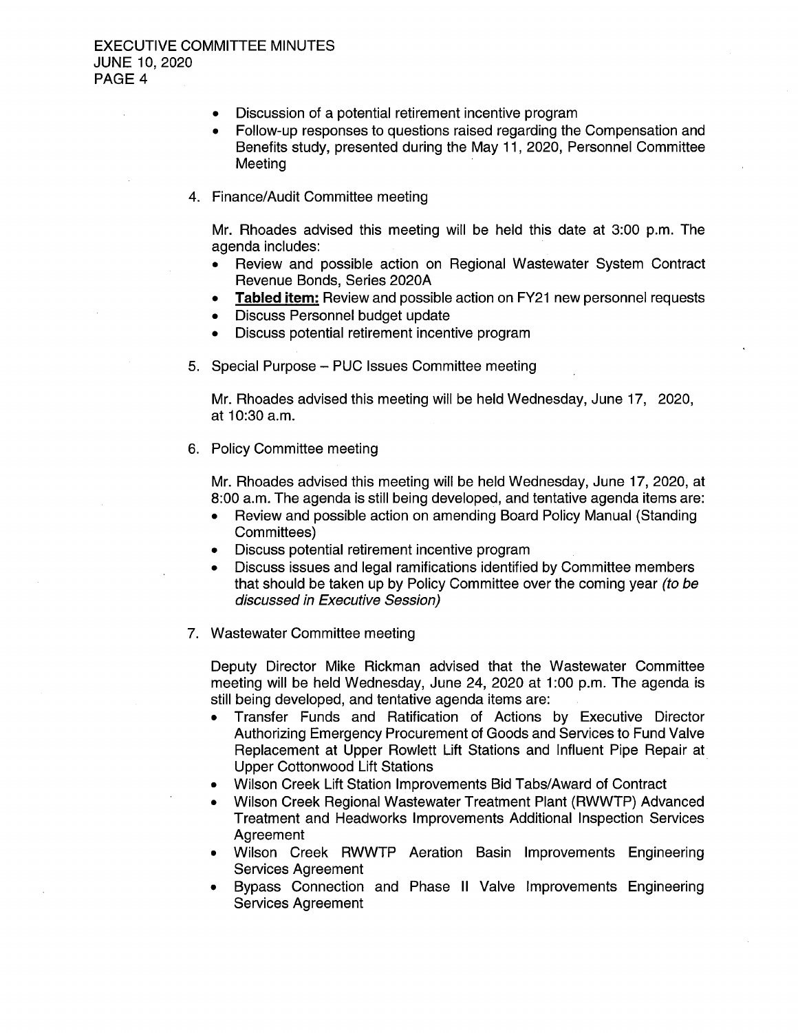- Discussion of a potential retirement incentive program
- Follow-up responses to questions raised regarding the Compensation and Benefits study, presented during the May 11, 2020, Personnel Committee Meeting

4. Finance/Audit Committee meeting

   Mr. Rhoades advised this meeting will be held this date at 3:00 p.m. The agenda includes:
   - Review and possible action on Regional Wastewater System Contract Revenue Bonds, Series 2020A
   - **Tabled item:** Review and possible action on FY21 new personnel requests
   - Discuss Personnel budget update
   - Discuss potential retirement incentive program

5. Special Purpose – PUC Issues Committee meeting

   Mr. Rhoades advised this meeting will be held Wednesday, June 17, 2020, at 10:30 a.m.

6. Policy Committee meeting

   Mr. Rhoades advised this meeting will be held Wednesday, June 17, 2020, at 8:00 a.m. The agenda is still being developed, and tentative agenda items are:
   - Review and possible action on amending Board Policy Manual (Standing Committees)
   - Discuss potential retirement incentive program
   - Discuss issues and legal ramifications identified by Committee members that should be taken up by Policy Committee over the coming year *(to be discussed in Executive Session)*

7. Wastewater Committee meeting

   Deputy Director Mike Rickman advised that the Wastewater Committee meeting will be held Wednesday, June 24, 2020 at 1:00 p.m. The agenda is still being developed, and tentative agenda items are:
   - Transfer Funds and Ratification of Actions by Executive Director Authorizing Emergency Procurement of Goods and Services to Fund Valve Replacement at Upper Rowlett Lift Stations and Influent Pipe Repair at Upper Cottonwood Lift Stations
   - Wilson Creek Lift Station Improvements Bid Tabs/Award of Contract
   - Wilson Creek Regional Wastewater Treatment Plant (RWWTP) Advanced Treatment and Headworks Improvements Additional Inspection Services Agreement
   - Wilson Creek RWWTP Aeration Basin Improvements Engineering Services Agreement
   - Bypass Connection and Phase II Valve Improvements Engineering Services Agreement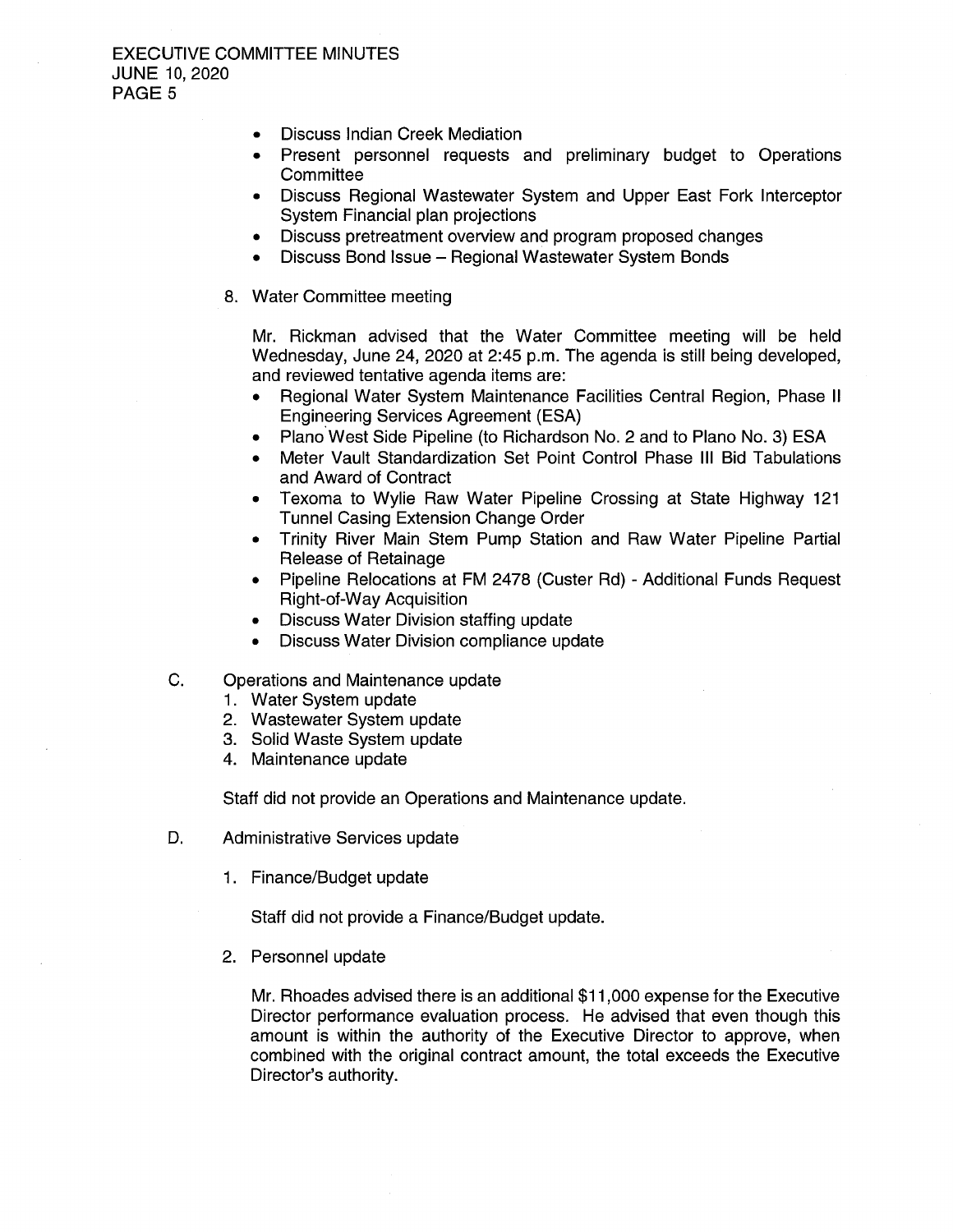- Discuss Indian Creek Mediation
- Present personnel requests and preliminary budget to Operations Committee
- Discuss Regional Wastewater System and Upper East Fork Interceptor System Financial plan projections
- Discuss pretreatment overview and program proposed changes
- Discuss Bond Issue – Regional Wastewater System Bonds

8. Water Committee meeting

   Mr. Rickman advised that the Water Committee meeting will be held Wednesday, June 24, 2020 at 2:45 p.m. The agenda is still being developed, and reviewed tentative agenda items are:

   - Regional Water System Maintenance Facilities Central Region, Phase II Engineering Services Agreement (ESA)
   - Plano West Side Pipeline (to Richardson No. 2 and to Plano No. 3) ESA
   - Meter Vault Standardization Set Point Control Phase III Bid Tabulations and Award of Contract
   - Texoma to Wylie Raw Water Pipeline Crossing at State Highway 121 Tunnel Casing Extension Change Order
   - Trinity River Main Stem Pump Station and Raw Water Pipeline Partial Release of Retainage
   - Pipeline Relocations at FM 2478 (Custer Rd) - Additional Funds Request Right-of-Way Acquisition
   - Discuss Water Division staffing update
   - Discuss Water Division compliance update

C. Operations and Maintenance update
   1. Water System update
   2. Wastewater System update
   3. Solid Waste System update
   4. Maintenance update

   Staff did not provide an Operations and Maintenance update.

D. Administrative Services update

   1. Finance/Budget update

      Staff did not provide a Finance/Budget update.

   2. Personnel update

      Mr. Rhoades advised there is an additional $11,000 expense for the Executive Director performance evaluation process. He advised that even though this amount is within the authority of the Executive Director to approve, when combined with the original contract amount, the total exceeds the Executive Director's authority.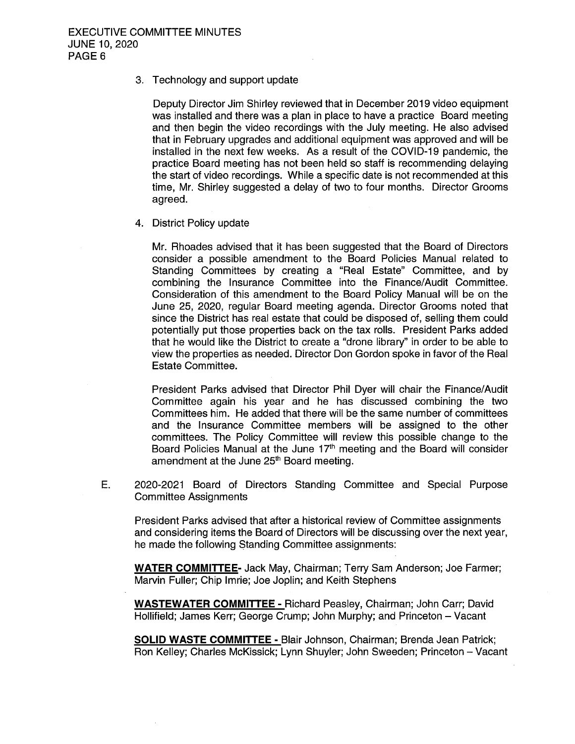3. Technology and support update

   Deputy Director Jim Shirley reviewed that in December 2019 video equipment was installed and there was a plan in place to have a practice Board meeting and then begin the video recordings with the July meeting. He also advised that in February upgrades and additional equipment was approved and will be installed in the next few weeks. As a result of the COVID-19 pandemic, the practice Board meeting has not been held so staff is recommending delaying the start of video recordings. While a specific date is not recommended at this time, Mr. Shirley suggested a delay of two to four months. Director Grooms agreed.

4. District Policy update

   Mr. Rhoades advised that it has been suggested that the Board of Directors consider a possible amendment to the Board Policies Manual related to Standing Committees by creating a "Real Estate" Committee, and by combining the Insurance Committee into the Finance/Audit Committee. Consideration of this amendment to the Board Policy Manual will be on the June 25, 2020, regular Board meeting agenda. Director Grooms noted that since the District has real estate that could be disposed of, selling them could potentially put those properties back on the tax rolls. President Parks added that he would like the District to create a "drone library" in order to be able to view the properties as needed. Director Don Gordon spoke in favor of the Real Estate Committee.

   President Parks advised that Director Phil Dyer will chair the Finance/Audit Committee again his year and he has discussed combining the two Committees him. He added that there will be the same number of committees and the Insurance Committee members will be assigned to the other committees. The Policy Committee will review this possible change to the Board Policies Manual at the June 17th meeting and the Board will consider amendment at the June 25th Board meeting.

E. 2020-2021 Board of Directors Standing Committee and Special Purpose Committee Assignments

   President Parks advised that after a historical review of Committee assignments and considering items the Board of Directors will be discussing over the next year, he made the following Standing Committee assignments:

   **WATER COMMITTEE**- Jack May, Chairman; Terry Sam Anderson; Joe Farmer; Marvin Fuller; Chip Imrie; Joe Joplin; and Keith Stephens

   **WASTEWATER COMMITTEE -** Richard Peasley, Chairman; John Carr; David Hollifield; James Kerr; George Crump; John Murphy; and Princeton – Vacant

   **SOLID WASTE COMMITTEE -** Blair Johnson, Chairman; Brenda Jean Patrick; Ron Kelley; Charles McKissick; Lynn Shuyler; John Sweeden; Princeton – Vacant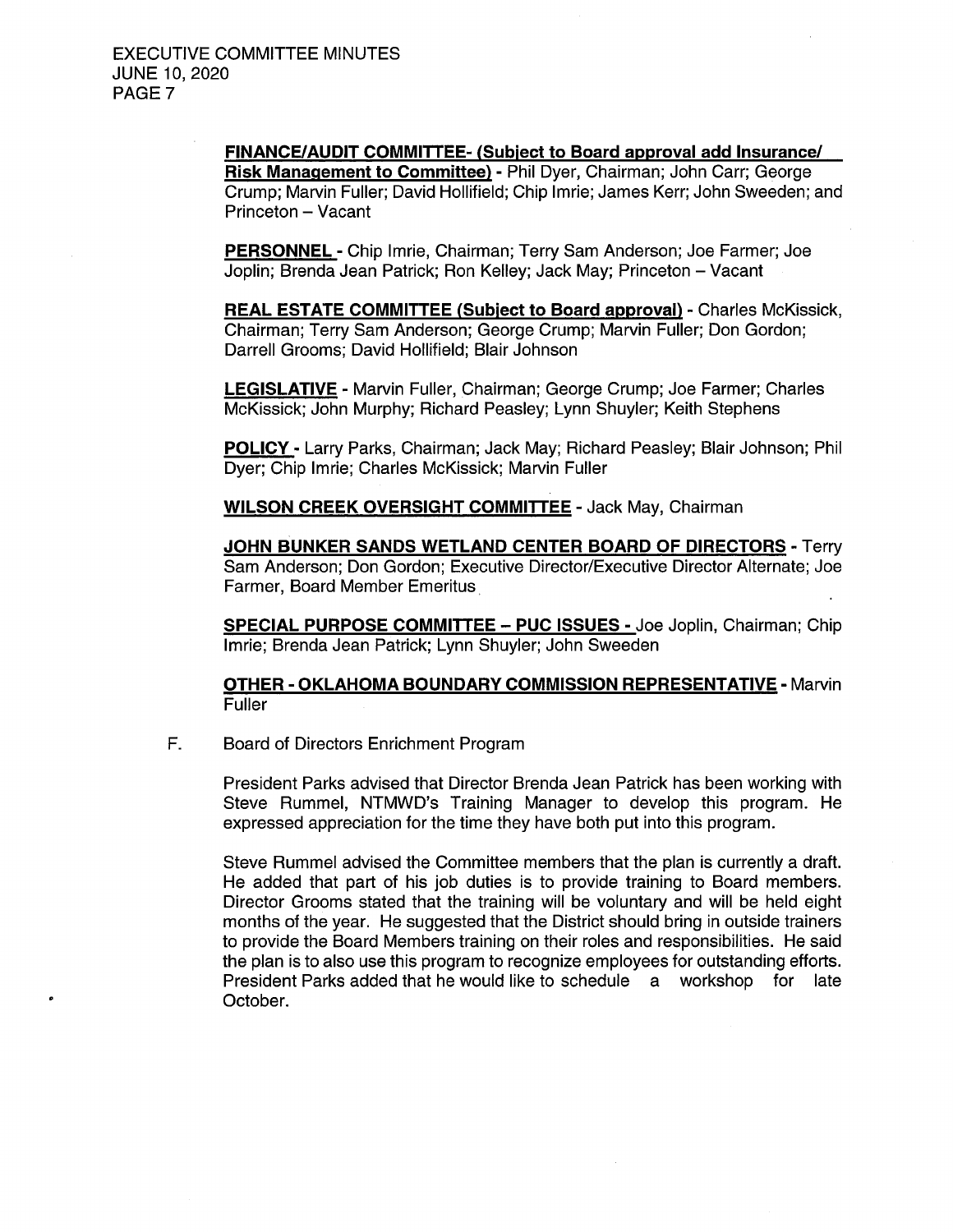**FINANCE/AUDIT COMMITTEE- (Subject to Board approval add Insurance/ Risk Management to Committee)** - Phil Dyer, Chairman; John Carr; George Crump; Marvin Fuller; David Hollifield; Chip Imrie; James Kerr; John Sweeden; and Princeton – Vacant

**PERSONNEL** - Chip Imrie, Chairman; Terry Sam Anderson; Joe Farmer; Joe Joplin; Brenda Jean Patrick; Ron Kelley; Jack May; Princeton – Vacant

**REAL ESTATE COMMITTEE (Subject to Board approval)** - Charles McKissick, Chairman; Terry Sam Anderson; George Crump; Marvin Fuller; Don Gordon; Darrell Grooms; David Hollifield; Blair Johnson

**LEGISLATIVE** - Marvin Fuller, Chairman; George Crump; Joe Farmer; Charles McKissick; John Murphy; Richard Peasley; Lynn Shuyler; Keith Stephens

**POLICY** - Larry Parks, Chairman; Jack May; Richard Peasley; Blair Johnson; Phil Dyer; Chip Imrie; Charles McKissick; Marvin Fuller

**WILSON CREEK OVERSIGHT COMMITTEE** - Jack May, Chairman

**JOHN BUNKER SANDS WETLAND CENTER BOARD OF DIRECTORS** - Terry Sam Anderson; Don Gordon; Executive Director/Executive Director Alternate; Joe Farmer, Board Member Emeritus

**SPECIAL PURPOSE COMMITTEE – PUC ISSUES** - Joe Joplin, Chairman; Chip Imrie; Brenda Jean Patrick; Lynn Shuyler; John Sweeden

**OTHER - OKLAHOMA BOUNDARY COMMISSION REPRESENTATIVE** - Marvin Fuller

F. Board of Directors Enrichment Program

President Parks advised that Director Brenda Jean Patrick has been working with Steve Rummel, NTMWD's Training Manager to develop this program. He expressed appreciation for the time they have both put into this program.

Steve Rummel advised the Committee members that the plan is currently a draft. He added that part of his job duties is to provide training to Board members. Director Grooms stated that the training will be voluntary and will be held eight months of the year. He suggested that the District should bring in outside trainers to provide the Board Members training on their roles and responsibilities. He said the plan is to also use this program to recognize employees for outstanding efforts. President Parks added that he would like to schedule a workshop for late October.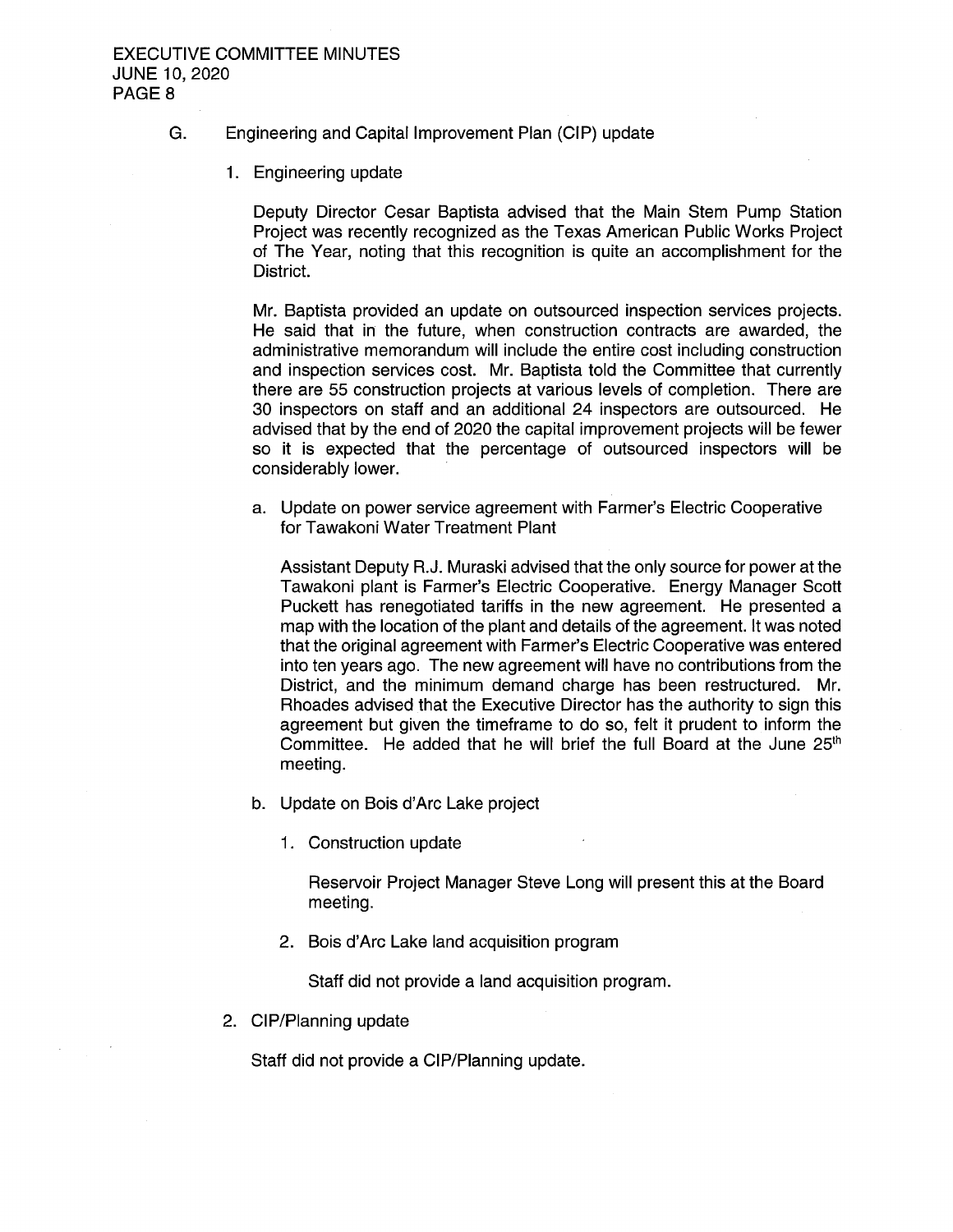G. Engineering and Capital Improvement Plan (CIP) update

1. Engineering update

   Deputy Director Cesar Baptista advised that the Main Stem Pump Station Project was recently recognized as the Texas American Public Works Project of The Year, noting that this recognition is quite an accomplishment for the District.

   Mr. Baptista provided an update on outsourced inspection services projects. He said that in the future, when construction contracts are awarded, the administrative memorandum will include the entire cost including construction and inspection services cost. Mr. Baptista told the Committee that currently there are 55 construction projects at various levels of completion. There are 30 inspectors on staff and an additional 24 inspectors are outsourced. He advised that by the end of 2020 the capital improvement projects will be fewer so it is expected that the percentage of outsourced inspectors will be considerably lower.

   a. Update on power service agreement with Farmer's Electric Cooperative for Tawakoni Water Treatment Plant

      Assistant Deputy R.J. Muraski advised that the only source for power at the Tawakoni plant is Farmer's Electric Cooperative. Energy Manager Scott Puckett has renegotiated tariffs in the new agreement. He presented a map with the location of the plant and details of the agreement. It was noted that the original agreement with Farmer's Electric Cooperative was entered into ten years ago. The new agreement will have no contributions from the District, and the minimum demand charge has been restructured. Mr. Rhoades advised that the Executive Director has the authority to sign this agreement but given the timeframe to do so, felt it prudent to inform the Committee. He added that he will brief the full Board at the June 25th meeting.

   b. Update on Bois d'Arc Lake project

      1. Construction update

         Reservoir Project Manager Steve Long will present this at the Board meeting.

      2. Bois d'Arc Lake land acquisition program

         Staff did not provide a land acquisition program.

2. CIP/Planning update

   Staff did not provide a CIP/Planning update.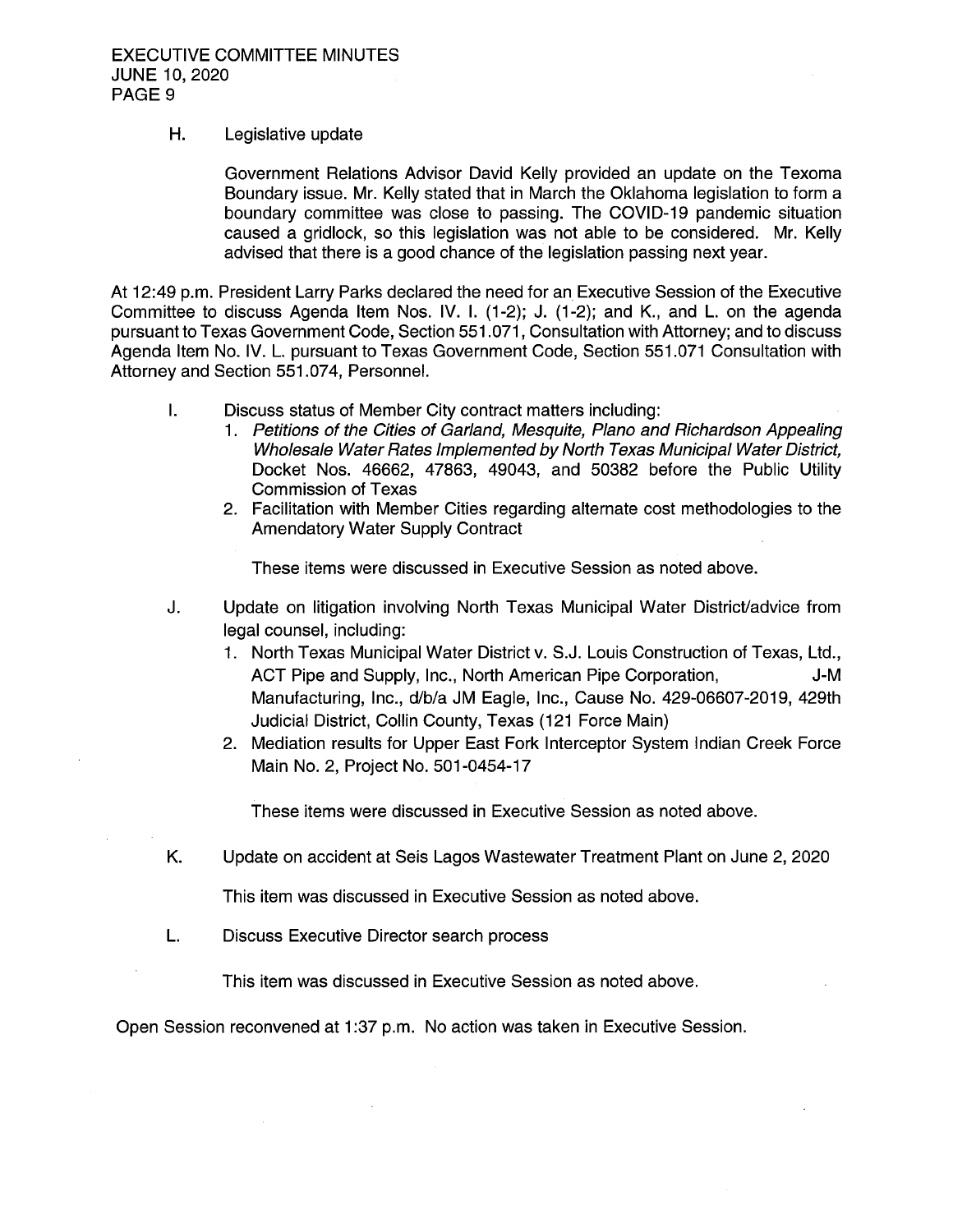H. Legislative update

Government Relations Advisor David Kelly provided an update on the Texoma Boundary issue. Mr. Kelly stated that in March the Oklahoma legislation to form a boundary committee was close to passing. The COVID-19 pandemic situation caused a gridlock, so this legislation was not able to be considered. Mr. Kelly advised that there is a good chance of the legislation passing next year.

At 12:49 p.m. President Larry Parks declared the need for an Executive Session of the Executive Committee to discuss Agenda Item Nos. IV. I. (1-2); J. (1-2); and K., and L. on the agenda pursuant to Texas Government Code, Section 551.071, Consultation with Attorney; and to discuss Agenda Item No. IV. L. pursuant to Texas Government Code, Section 551.071 Consultation with Attorney and Section 551.074, Personnel.

I. Discuss status of Member City contract matters including:
   1. *Petitions of the Cities of Garland, Mesquite, Plano and Richardson Appealing Wholesale Water Rates Implemented by North Texas Municipal Water District,* Docket Nos. 46662, 47863, 49043, and 50382 before the Public Utility Commission of Texas
   2. Facilitation with Member Cities regarding alternate cost methodologies to the Amendatory Water Supply Contract

   These items were discussed in Executive Session as noted above.

J. Update on litigation involving North Texas Municipal Water District/advice from legal counsel, including:
   1. North Texas Municipal Water District v. S.J. Louis Construction of Texas, Ltd., ACT Pipe and Supply, Inc., North American Pipe Corporation, J-M Manufacturing, Inc., d/b/a JM Eagle, Inc., Cause No. 429-06607-2019, 429th Judicial District, Collin County, Texas (121 Force Main)
   2. Mediation results for Upper East Fork Interceptor System Indian Creek Force Main No. 2, Project No. 501-0454-17

   These items were discussed in Executive Session as noted above.

K. Update on accident at Seis Lagos Wastewater Treatment Plant on June 2, 2020

   This item was discussed in Executive Session as noted above.

L. Discuss Executive Director search process

   This item was discussed in Executive Session as noted above.

Open Session reconvened at 1:37 p.m. No action was taken in Executive Session.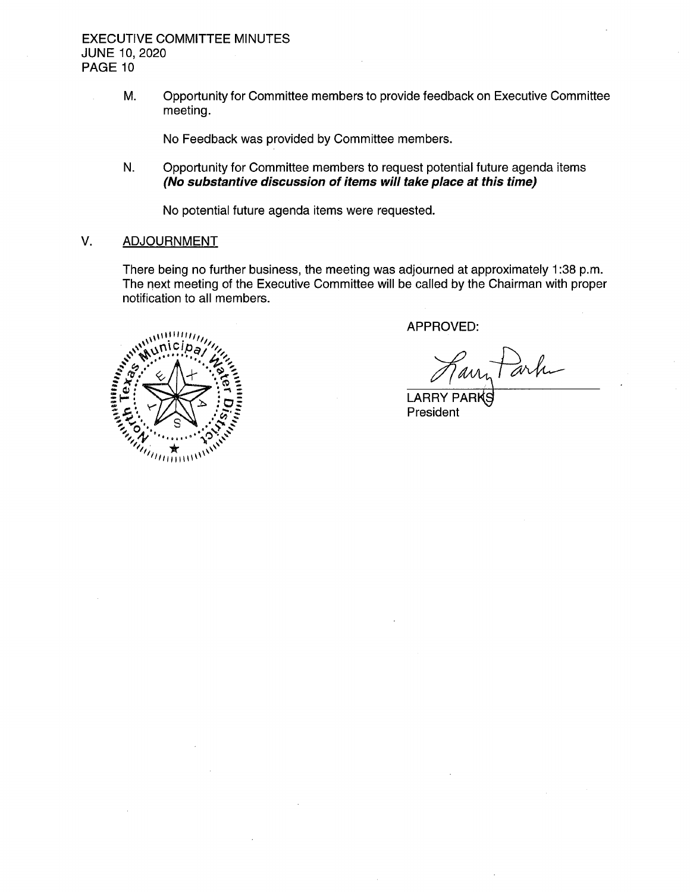M. Opportunity for Committee members to provide feedback on Executive Committee meeting.

No Feedback was provided by Committee members.

N. Opportunity for Committee members to request potential future agenda items ***(No substantive discussion of items will take place at this time)***

No potential future agenda items were requested.

## V. ADJOURNMENT

There being no further business, the meeting was adjourned at approximately 1:38 p.m. The next meeting of the Executive Committee will be called by the Chairman with proper notification to all members.

APPROVED:

LARRY PARKS
President